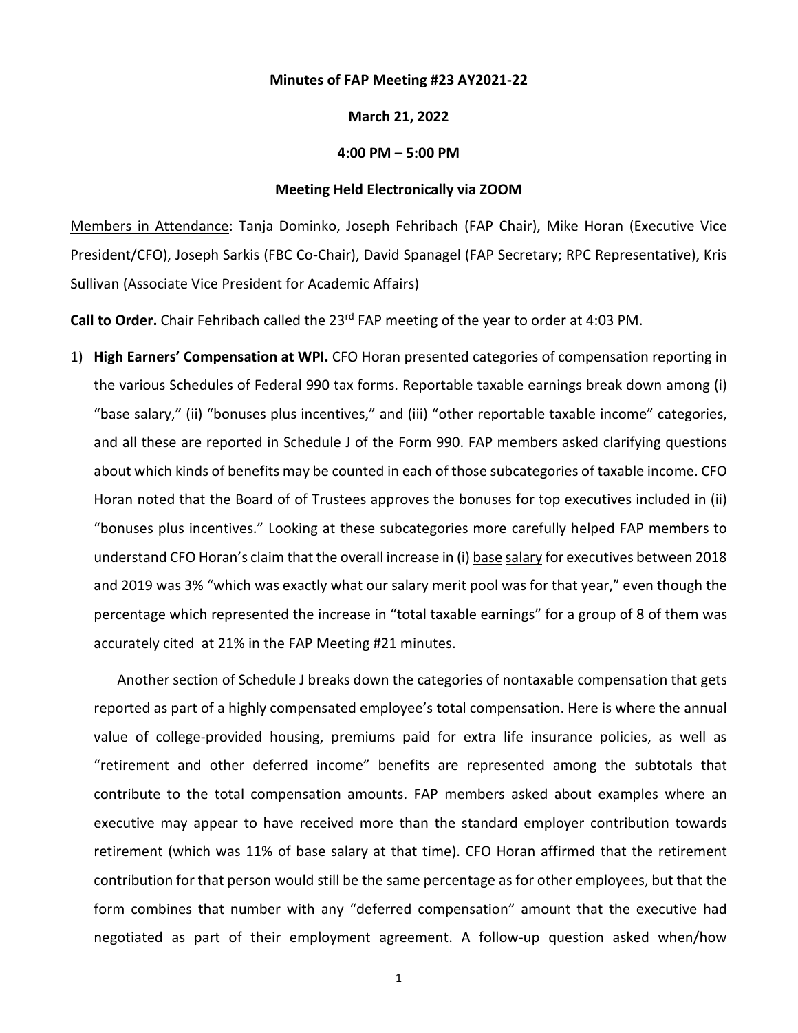**Minutes of FAP Meeting #23 AY2021-22**

**March 21, 2022**

**4:00 PM – 5:00 PM**

**Meeting Held Electronically via ZOOM**

Members in Attendance: Tanja Dominko, Joseph Fehribach (FAP Chair), Mike Horan (Executive Vice President/CFO), Joseph Sarkis (FBC Co-Chair), David Spanagel (FAP Secretary; RPC Representative), Kris Sullivan (Associate Vice President for Academic Affairs)

**Call to Order.** Chair Fehribach called the 23rd FAP meeting of the year to order at 4:03 PM.

1) **High Earners' Compensation at WPI.** CFO Horan presented categories of compensation reporting in the various Schedules of Federal 990 tax forms. Reportable taxable earnings break down among (i) "base salary," (ii) "bonuses plus incentives," and (iii) "other reportable taxable income" categories, and all these are reported in Schedule J of the Form 990. FAP members asked clarifying questions about which kinds of benefits may be counted in each of those subcategories of taxable income. CFO Horan noted that the Board of of Trustees approves the bonuses for top executives included in (ii) "bonuses plus incentives." Looking at these subcategories more carefully helped FAP members to understand CFO Horan's claim that the overall increase in (i) base salary for executives between 2018 and 2019 was 3% "which was exactly what our salary merit pool was for that year," even though the percentage which represented the increase in "total taxable earnings" for a group of 8 of them was accurately cited at 21% in the FAP Meeting #21 minutes.

   Another section of Schedule J breaks down the categories of nontaxable compensation that gets reported as part of a highly compensated employee's total compensation. Here is where the annual value of college-provided housing, premiums paid for extra life insurance policies, as well as "retirement and other deferred income" benefits are represented among the subtotals that contribute to the total compensation amounts. FAP members asked about examples where an executive may appear to have received more than the standard employer contribution towards retirement (which was 11% of base salary at that time). CFO Horan affirmed that the retirement contribution for that person would still be the same percentage as for other employees, but that the form combines that number with any "deferred compensation" amount that the executive had negotiated as part of their employment agreement. A follow-up question asked when/how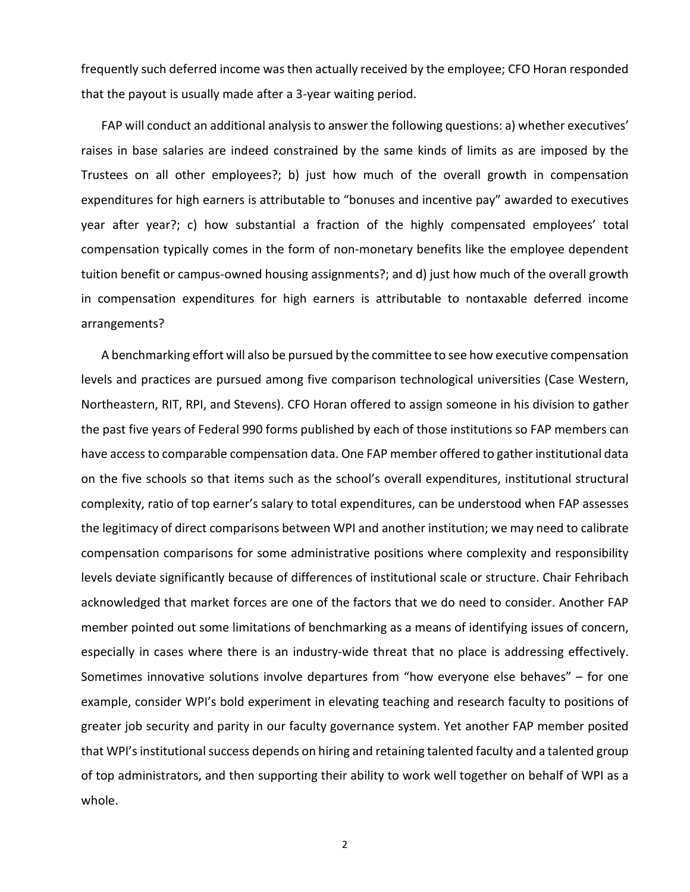frequently such deferred income was then actually received by the employee; CFO Horan responded that the payout is usually made after a 3-year waiting period.

FAP will conduct an additional analysis to answer the following questions: a) whether executives' raises in base salaries are indeed constrained by the same kinds of limits as are imposed by the Trustees on all other employees?; b) just how much of the overall growth in compensation expenditures for high earners is attributable to "bonuses and incentive pay" awarded to executives year after year?; c) how substantial a fraction of the highly compensated employees' total compensation typically comes in the form of non-monetary benefits like the employee dependent tuition benefit or campus-owned housing assignments?; and d) just how much of the overall growth in compensation expenditures for high earners is attributable to nontaxable deferred income arrangements?

A benchmarking effort will also be pursued by the committee to see how executive compensation levels and practices are pursued among five comparison technological universities (Case Western, Northeastern, RIT, RPI, and Stevens). CFO Horan offered to assign someone in his division to gather the past five years of Federal 990 forms published by each of those institutions so FAP members can have access to comparable compensation data. One FAP member offered to gather institutional data on the five schools so that items such as the school's overall expenditures, institutional structural complexity, ratio of top earner's salary to total expenditures, can be understood when FAP assesses the legitimacy of direct comparisons between WPI and another institution; we may need to calibrate compensation comparisons for some administrative positions where complexity and responsibility levels deviate significantly because of differences of institutional scale or structure. Chair Fehribach acknowledged that market forces are one of the factors that we do need to consider. Another FAP member pointed out some limitations of benchmarking as a means of identifying issues of concern, especially in cases where there is an industry-wide threat that no place is addressing effectively. Sometimes innovative solutions involve departures from "how everyone else behaves" – for one example, consider WPI's bold experiment in elevating teaching and research faculty to positions of greater job security and parity in our faculty governance system. Yet another FAP member posited that WPI's institutional success depends on hiring and retaining talented faculty and a talented group of top administrators, and then supporting their ability to work well together on behalf of WPI as a whole.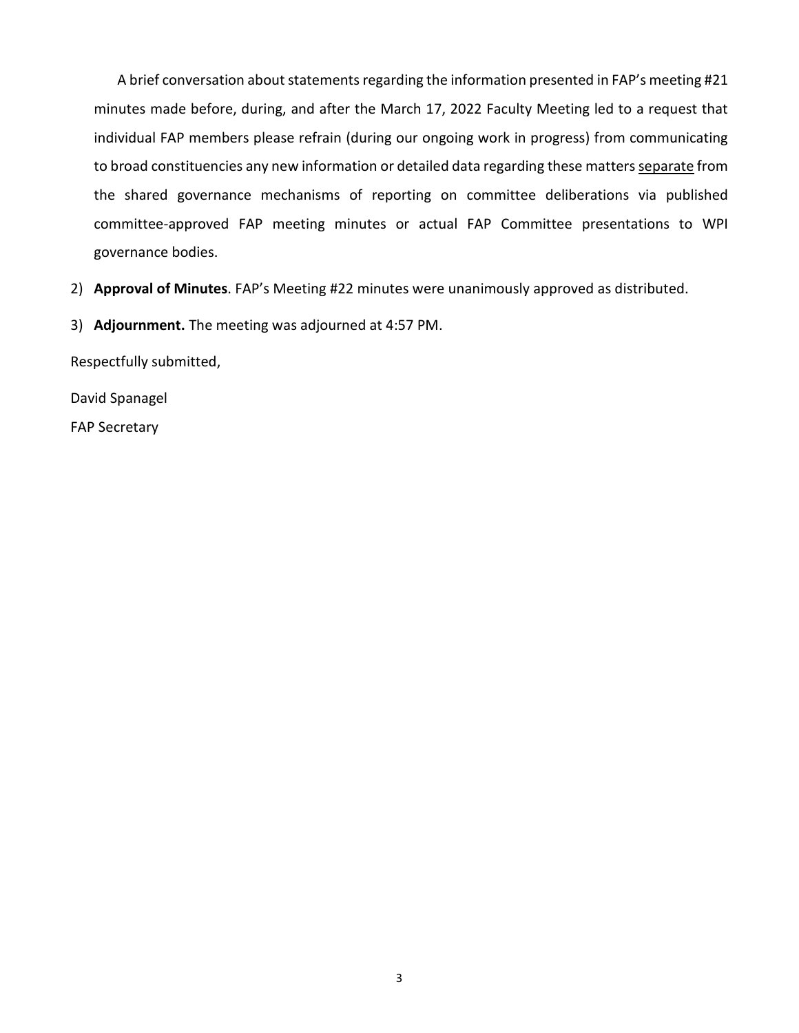A brief conversation about statements regarding the information presented in FAP's meeting #21 minutes made before, during, and after the March 17, 2022 Faculty Meeting led to a request that individual FAP members please refrain (during our ongoing work in progress) from communicating to broad constituencies any new information or detailed data regarding these matters <u>separate</u> from the shared governance mechanisms of reporting on committee deliberations via published committee-approved FAP meeting minutes or actual FAP Committee presentations to WPI governance bodies.

2) **Approval of Minutes**. FAP's Meeting #22 minutes were unanimously approved as distributed.

3) **Adjournment.** The meeting was adjourned at 4:57 PM.

Respectfully submitted,

David Spanagel

FAP Secretary